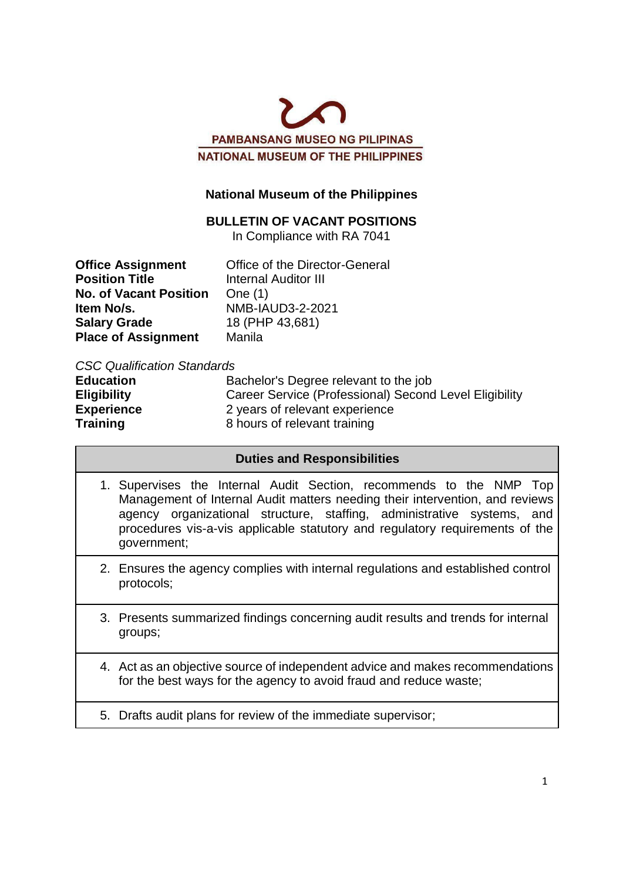PAMBANSANG MUSEO NG PILIPINAS
NATIONAL MUSEUM OF THE PHILIPPINES

## National Museum of the Philippines

### BULLETIN OF VACANT POSITIONS

In Compliance with RA 7041

| | |
|---|---|
| **Office Assignment** | Office of the Director-General |
| **Position Title** | Internal Auditor III |
| **No. of Vacant Position** | One (1) |
| **Item No/s.** | NMB-IAUD3-2-2021 |
| **Salary Grade** | 18 (PHP 43,681) |
| **Place of Assignment** | Manila |

*CSC Qualification Standards*

| | |
|---|---|
| **Education** | Bachelor's Degree relevant to the job |
| **Eligibility** | Career Service (Professional) Second Level Eligibility |
| **Experience** | 2 years of relevant experience |
| **Training** | 8 hours of relevant training |

| **Duties and Responsibilities** |
|---|
| 1. Supervises the Internal Audit Section, recommends to the NMP Top Management of Internal Audit matters needing their intervention, and reviews agency organizational structure, staffing, administrative systems, and procedures vis-a-vis applicable statutory and regulatory requirements of the government; |
| 2. Ensures the agency complies with internal regulations and established control protocols; |
| 3. Presents summarized findings concerning audit results and trends for internal groups; |
| 4. Act as an objective source of independent advice and makes recommendations for the best ways for the agency to avoid fraud and reduce waste; |
| 5. Drafts audit plans for review of the immediate supervisor; |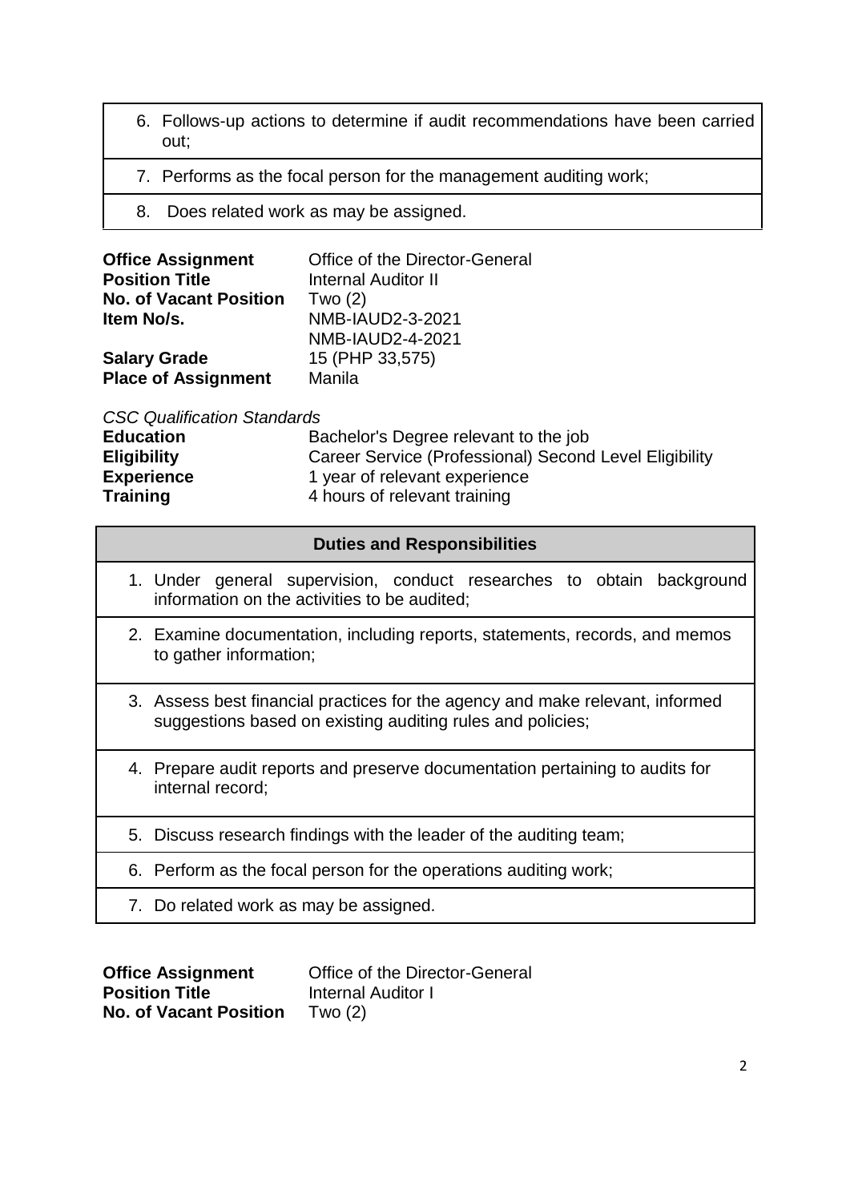| |
|---|
| 6. Follows-up actions to determine if audit recommendations have been carried out; |
| 7. Performs as the focal person for the management auditing work; |
| 8. Does related work as may be assigned. |

**Office Assignment** Office of the Director-General
**Position Title** Internal Auditor II
**No. of Vacant Position** Two (2)
**Item No/s.** NMB-IAUD2-3-2021
NMB-IAUD2-4-2021
**Salary Grade** 15 (PHP 33,575)
**Place of Assignment** Manila

*CSC Qualification Standards*
**Education** Bachelor's Degree relevant to the job
**Eligibility** Career Service (Professional) Second Level Eligibility
**Experience** 1 year of relevant experience
**Training** 4 hours of relevant training

| Duties and Responsibilities |
|---|
| 1. Under general supervision, conduct researches to obtain background information on the activities to be audited; |
| 2. Examine documentation, including reports, statements, records, and memos to gather information; |
| 3. Assess best financial practices for the agency and make relevant, informed suggestions based on existing auditing rules and policies; |
| 4. Prepare audit reports and preserve documentation pertaining to audits for internal record; |
| 5. Discuss research findings with the leader of the auditing team; |
| 6. Perform as the focal person for the operations auditing work; |
| 7. Do related work as may be assigned. |

**Office Assignment** Office of the Director-General
**Position Title** Internal Auditor I
**No. of Vacant Position** Two (2)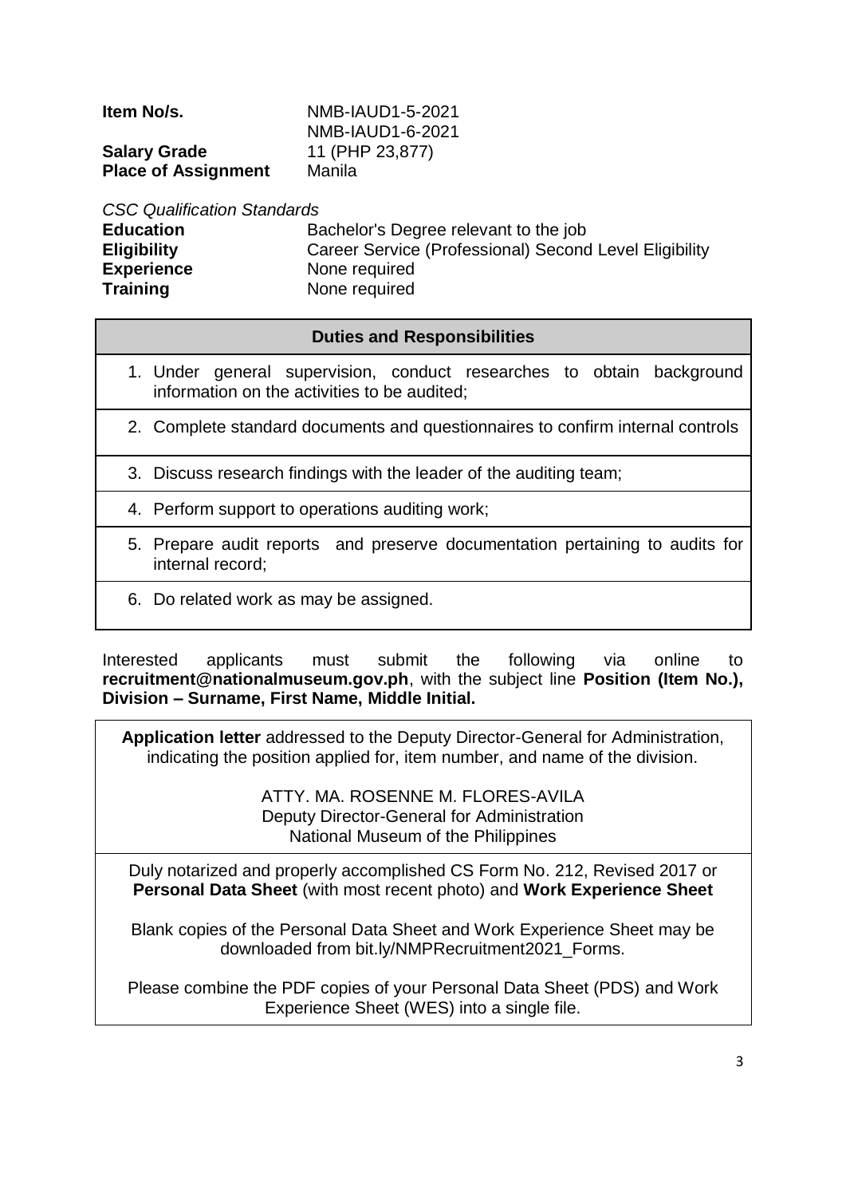| | |
|---|---|
| **Item No/s.** | NMB-IAUD1-5-2021<br>NMB-IAUD1-6-2021 |
| **Salary Grade** | 11 (PHP 23,877) |
| **Place of Assignment** | Manila |

*CSC Qualification Standards*

| | |
|---|---|
| **Education** | Bachelor's Degree relevant to the job |
| **Eligibility** | Career Service (Professional) Second Level Eligibility |
| **Experience** | None required |
| **Training** | None required |

| **Duties and Responsibilities** |
|---|
| 1. Under general supervision, conduct researches to obtain background information on the activities to be audited; |
| 2. Complete standard documents and questionnaires to confirm internal controls |
| 3. Discuss research findings with the leader of the auditing team; |
| 4. Perform support to operations auditing work; |
| 5. Prepare audit reports and preserve documentation pertaining to audits for internal record; |
| 6. Do related work as may be assigned. |

Interested applicants must submit the following via online to **recruitment@nationalmuseum.gov.ph**, with the subject line **Position (Item No.), Division – Surname, First Name, Middle Initial.**

**Application letter** addressed to the Deputy Director-General for Administration, indicating the position applied for, item number, and name of the division.

ATTY. MA. ROSENNE M. FLORES-AVILA
Deputy Director-General for Administration
National Museum of the Philippines

Duly notarized and properly accomplished CS Form No. 212, Revised 2017 or **Personal Data Sheet** (with most recent photo) and **Work Experience Sheet**

Blank copies of the Personal Data Sheet and Work Experience Sheet may be downloaded from bit.ly/NMPRecruitment2021_Forms.

Please combine the PDF copies of your Personal Data Sheet (PDS) and Work Experience Sheet (WES) into a single file.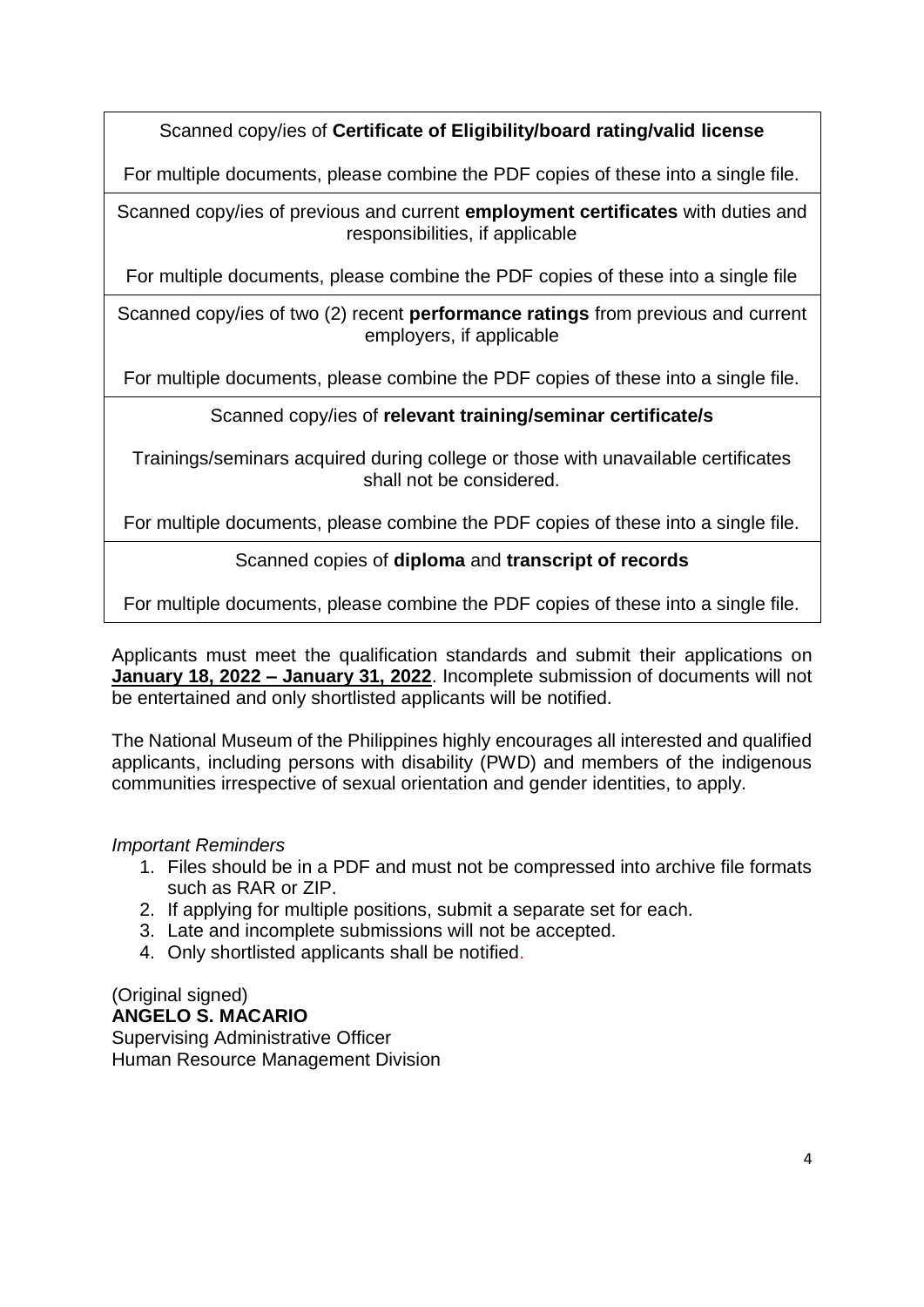| Scanned copy/ies of **Certificate of Eligibility/board rating/valid license**<br><br>For multiple documents, please combine the PDF copies of these into a single file. |
|---|
| Scanned copy/ies of previous and current **employment certificates** with duties and responsibilities, if applicable<br><br>For multiple documents, please combine the PDF copies of these into a single file |
| Scanned copy/ies of two (2) recent **performance ratings** from previous and current employers, if applicable<br><br>For multiple documents, please combine the PDF copies of these into a single file. |
| Scanned copy/ies of **relevant training/seminar certificate/s**<br><br>Trainings/seminars acquired during college or those with unavailable certificates shall not be considered.<br><br>For multiple documents, please combine the PDF copies of these into a single file. |
| Scanned copies of **diploma** and **transcript of records**<br><br>For multiple documents, please combine the PDF copies of these into a single file. |

Applicants must meet the qualification standards and submit their applications on **January 18, 2022 – January 31, 2022**. Incomplete submission of documents will not be entertained and only shortlisted applicants will be notified.

The National Museum of the Philippines highly encourages all interested and qualified applicants, including persons with disability (PWD) and members of the indigenous communities irrespective of sexual orientation and gender identities, to apply.

*Important Reminders*

1. Files should be in a PDF and must not be compressed into archive file formats such as RAR or ZIP.
2. If applying for multiple positions, submit a separate set for each.
3. Late and incomplete submissions will not be accepted.
4. Only shortlisted applicants shall be notified.

(Original signed)
**ANGELO S. MACARIO**
Supervising Administrative Officer
Human Resource Management Division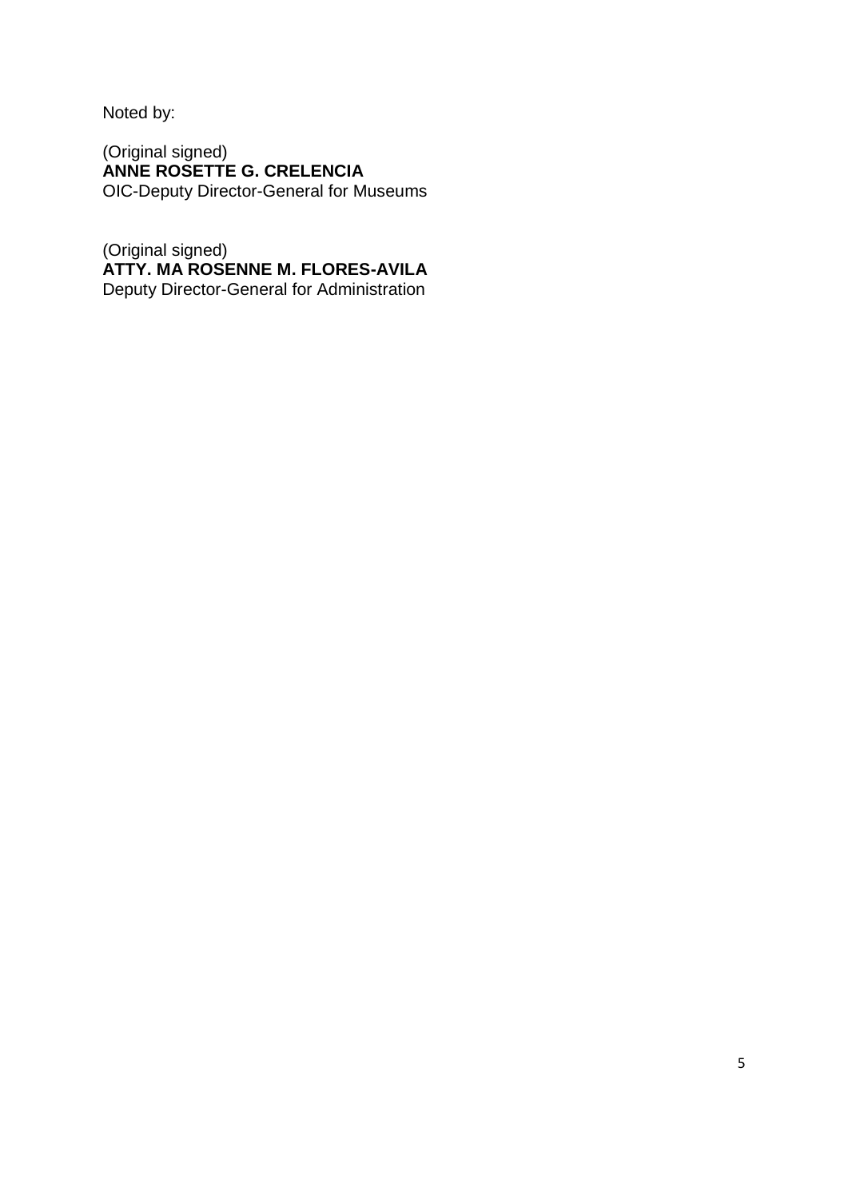Noted by:

(Original signed)
**ANNE ROSETTE G. CRELENCIA**
OIC-Deputy Director-General for Museums

(Original signed)
**ATTY. MA ROSENNE M. FLORES-AVILA**
Deputy Director-General for Administration